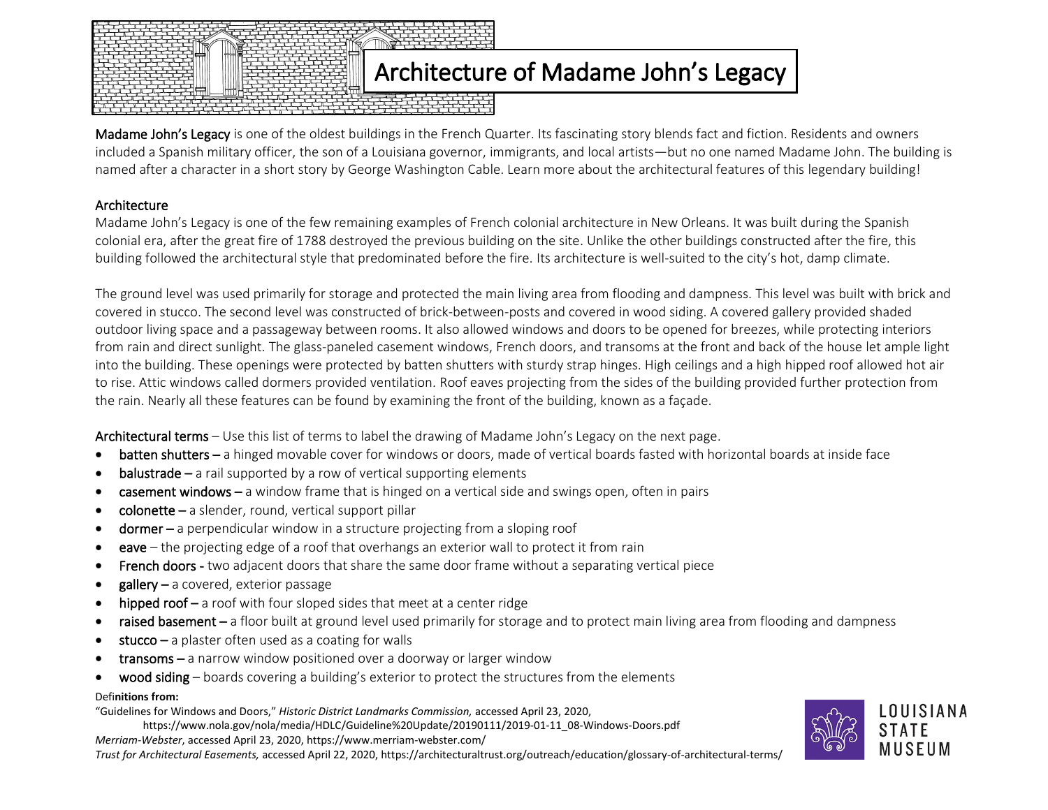# Architecture of Madame John's Legacy

**Madame John's Legacy** is one of the oldest buildings in the French Quarter. Its fascinating story blends fact and fiction. Residents and owners included a Spanish military officer, the son of a Louisiana governor, immigrants, and local artists—but no one named Madame John. The building is named after a character in a short story by George Washington Cable. Learn more about the architectural features of this legendary building!

## Architecture

Madame John's Legacy is one of the few remaining examples of French colonial architecture in New Orleans. It was built during the Spanish colonial era, after the great fire of 1788 destroyed the previous building on the site. Unlike the other buildings constructed after the fire, this building followed the architectural style that predominated before the fire. Its architecture is well-suited to the city's hot, damp climate.

The ground level was used primarily for storage and protected the main living area from flooding and dampness. This level was built with brick and covered in stucco. The second level was constructed of brick-between-posts and covered in wood siding. A covered gallery provided shaded outdoor living space and a passageway between rooms. It also allowed windows and doors to be opened for breezes, while protecting interiors from rain and direct sunlight. The glass-paneled casement windows, French doors, and transoms at the front and back of the house let ample light into the building. These openings were protected by batten shutters with sturdy strap hinges. High ceilings and a high hipped roof allowed hot air to rise. Attic windows called dormers provided ventilation. Roof eaves projecting from the sides of the building provided further protection from the rain. Nearly all these features can be found by examining the front of the building, known as a façade.

**Architectural terms** – Use this list of terms to label the drawing of Madame John's Legacy on the next page.

- **batten shutters** – a hinged movable cover for windows or doors, made of vertical boards fasted with horizontal boards at inside face
- **balustrade** – a rail supported by a row of vertical supporting elements
- **casement windows** – a window frame that is hinged on a vertical side and swings open, often in pairs
- **colonette** – a slender, round, vertical support pillar
- **dormer** – a perpendicular window in a structure projecting from a sloping roof
- **eave** – the projecting edge of a roof that overhangs an exterior wall to protect it from rain
- **French doors** - two adjacent doors that share the same door frame without a separating vertical piece
- **gallery** – a covered, exterior passage
- **hipped roof** – a roof with four sloped sides that meet at a center ridge
- **raised basement** – a floor built at ground level used primarily for storage and to protect main living area from flooding and dampness
- **stucco** – a plaster often used as a coating for walls
- **transoms** – a narrow window positioned over a doorway or larger window
- **wood siding** – boards covering a building's exterior to protect the structures from the elements

**Definitions from:**

"Guidelines for Windows and Doors," *Historic District Landmarks Commission,* accessed April 23, 2020, https://www.nola.gov/nola/media/HDLC/Guideline%20Update/20190111/2019-01-11_08-Windows-Doors.pdf

*Merriam-Webster*, accessed April 23, 2020, https://www.merriam-webster.com/

*Trust for Architectural Easements,* accessed April 22, 2020, https://architecturaltrust.org/outreach/education/glossary-of-architectural-terms/

LOUISIANA STATE MUSEUM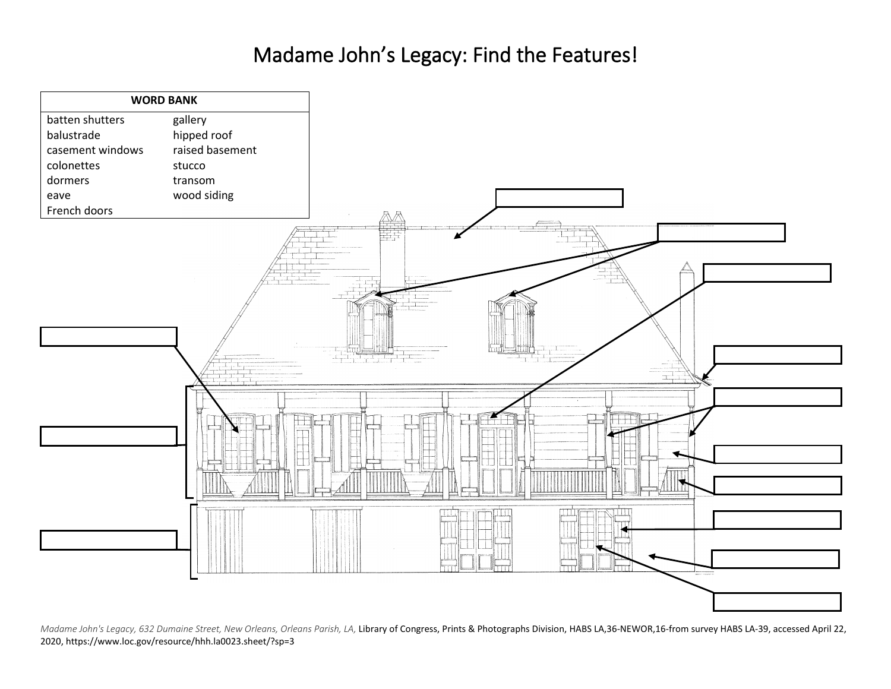# Madame John's Legacy: Find the Features!

| WORD BANK | |
|---|---|
| batten shutters | gallery |
| balustrade | hipped roof |
| casement windows | raised basement |
| colonettes | stucco |
| dormers | transom |
| eave | wood siding |
| French doors | |

*Madame John's Legacy, 632 Dumaine Street, New Orleans, Orleans Parish, LA,* Library of Congress, Prints & Photographs Division, HABS LA,36-NEWOR,16-from survey HABS LA-39, accessed April 22, 2020, https://www.loc.gov/resource/hhh.la0023.sheet/?sp=3